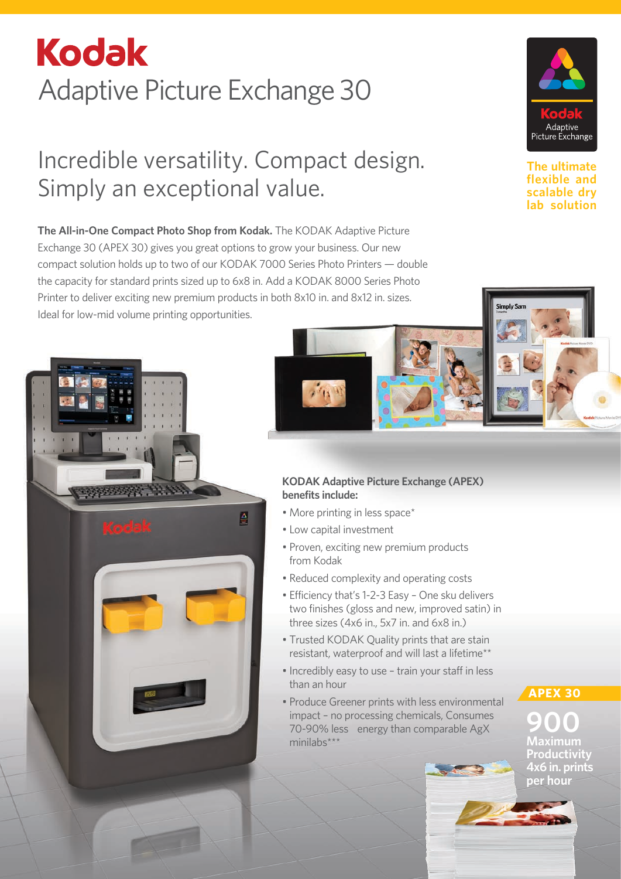# Kodak Adaptive Picture Exchange 30

## Incredible versatility. Compact design. Simply an exceptional value.

**The ultimate flexible and scalable dry lab solution**

**The All-in-One Compact Photo Shop from Kodak.** The KODAK Adaptive Picture Exchange 30 (APEX 30) gives you great options to grow your business. Our new compact solution holds up to two of our KODAK 7000 Series Photo Printers — double the capacity for standard prints sized up to 6x8 in. Add a KODAK 8000 Series Photo Printer to deliver exciting new premium products in both 8x10 in. and 8x12 in. sizes. Ideal for low-mid volume printing opportunities.

**KODAK Adaptive Picture Exchange (APEX) benefits include:**

- More printing in less space*
- Low capital investment
- Proven, exciting new premium products from Kodak
- Reduced complexity and operating costs
- Efficiency that's 1-2-3 Easy – One sku delivers two finishes (gloss and new, improved satin) in three sizes (4x6 in., 5x7 in. and 6x8 in.)
- Trusted KODAK Quality prints that are stain resistant, waterproof and will last a lifetime**
- Incredibly easy to use – train your staff in less than an hour
- Produce Greener prints with less environmental impact – no processing chemicals, Consumes 70-90% less energy than comparable AgX minilabs***

**APEX 30**

**900 Maximum Productivity 4x6 in. prints per hour**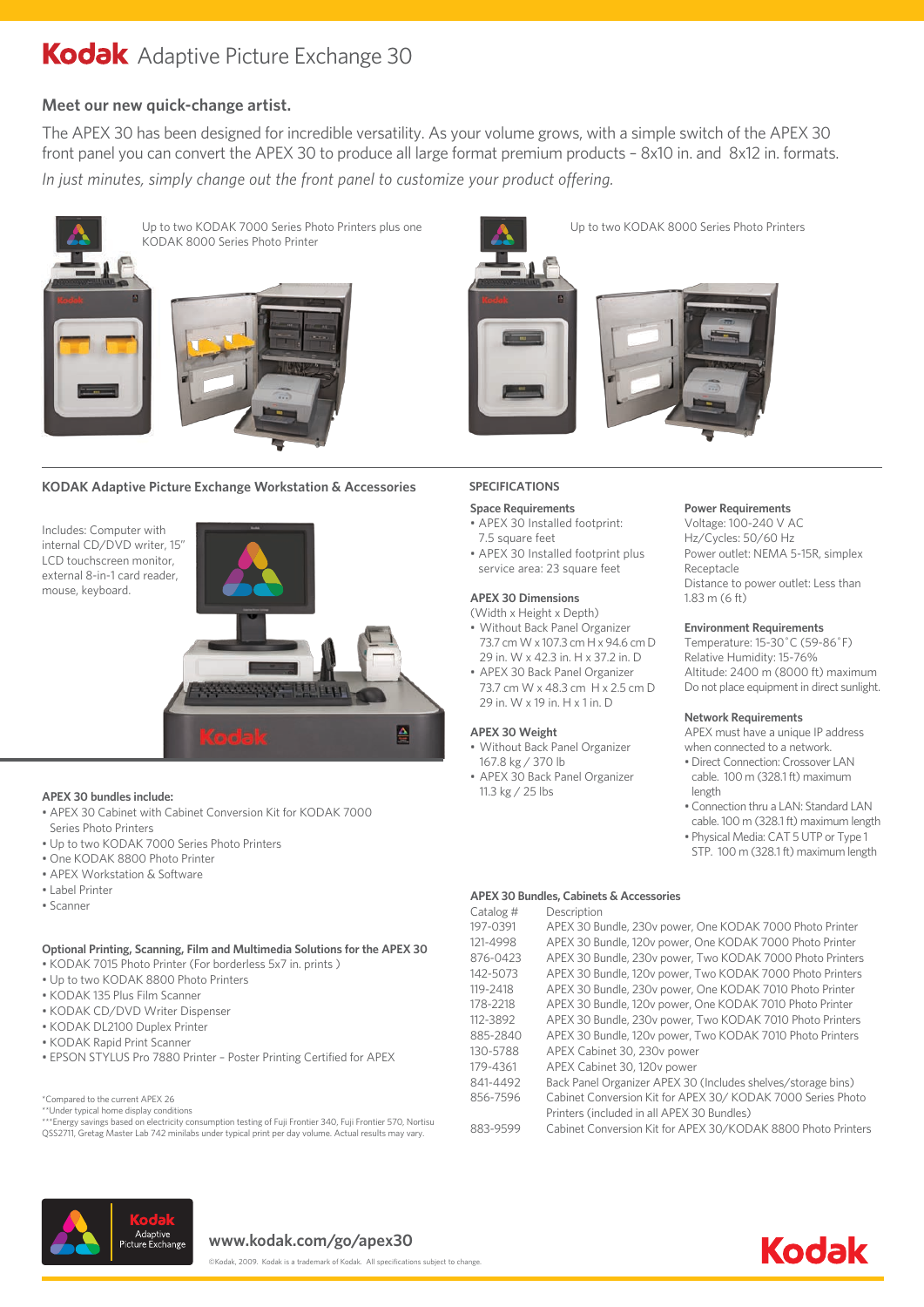# Kodak Adaptive Picture Exchange 30

## Meet our new quick-change artist.

The APEX 30 has been designed for incredible versatility. As your volume grows, with a simple switch of the APEX 30 front panel you can convert the APEX 30 to produce all large format premium products – 8x10 in. and 8x12 in. formats.

*In just minutes, simply change out the front panel to customize your product offering.*

Up to two KODAK 7000 Series Photo Printers plus one KODAK 8000 Series Photo Printer

Up to two KODAK 8000 Series Photo Printers

## KODAK Adaptive Picture Exchange Workstation & Accessories

Includes: Computer with internal CD/DVD writer, 15" LCD touchscreen monitor, external 8-in-1 card reader, mouse, keyboard.

### APEX 30 bundles include:

- APEX 30 Cabinet with Cabinet Conversion Kit for KODAK 7000 Series Photo Printers
- Up to two KODAK 7000 Series Photo Printers
- One KODAK 8800 Photo Printer
- APEX Workstation & Software
- Label Printer
- Scanner

### Optional Printing, Scanning, Film and Multimedia Solutions for the APEX 30

- KODAK 7015 Photo Printer (For borderless 5x7 in. prints )
- Up to two KODAK 8800 Photo Printers
- KODAK 135 Plus Film Scanner
- KODAK CD/DVD Writer Dispenser
- KODAK DL2100 Duplex Printer
- KODAK Rapid Print Scanner
- EPSON STYLUS Pro 7880 Printer – Poster Printing Certified for APEX

*Compared to the current APEX 26
**Under typical home display conditions
***Energy savings based on electricity consumption testing of Fuji Frontier 340, Fuji Frontier 570, Noritsu QSS2711, Gretag Master Lab 742 minilabs under typical print per day volume. Actual results may vary.

## SPECIFICATIONS

### Space Requirements

- APEX 30 Installed footprint: 7.5 square feet
- APEX 30 Installed footprint plus service area: 23 square feet

### APEX 30 Dimensions

(Width x Height x Depth)

- Without Back Panel Organizer
  73.7 cm W x 107.3 cm H x 94.6 cm D
  29 in. W x 42.3 in. H x 37.2 in. D
- APEX 30 Back Panel Organizer
  73.7 cm W x 48.3 cm H x 2.5 cm D
  29 in. W x 19 in. H x 1 in. D

### APEX 30 Weight

- Without Back Panel Organizer
  167.8 kg / 370 lb
- APEX 30 Back Panel Organizer
  11.3 kg / 25 lbs

### Power Requirements

Voltage: 100-240 V AC
Hz/Cycles: 50/60 Hz
Power outlet: NEMA 5-15R, simplex Receptacle
Distance to power outlet: Less than 1.83 m (6 ft)

### Environment Requirements

Temperature: 15-30˚C (59-86˚F)
Relative Humidity: 15-76%
Altitude: 2400 m (8000 ft) maximum
Do not place equipment in direct sunlight.

### Network Requirements

APEX must have a unique IP address when connected to a network.

- Direct Connection: Crossover LAN cable. 100 m (328.1 ft) maximum length
- Connection thru a LAN: Standard LAN cable. 100 m (328.1 ft) maximum length
- Physical Media: CAT 5 UTP or Type 1 STP. 100 m (328.1 ft) maximum length

### APEX 30 Bundles, Cabinets & Accessories

| Catalog # | Description |
|---|---|
| 197-0391 | APEX 30 Bundle, 230v power, One KODAK 7000 Photo Printer |
| 121-4998 | APEX 30 Bundle, 120v power, One KODAK 7000 Photo Printer |
| 876-0423 | APEX 30 Bundle, 230v power, Two KODAK 7000 Photo Printers |
| 142-5073 | APEX 30 Bundle, 120v power, Two KODAK 7000 Photo Printers |
| 119-2418 | APEX 30 Bundle, 230v power, One KODAK 7010 Photo Printer |
| 178-2218 | APEX 30 Bundle, 120v power, One KODAK 7010 Photo Printer |
| 112-3892 | APEX 30 Bundle, 230v power, Two KODAK 7010 Photo Printers |
| 885-2840 | APEX 30 Bundle, 120v power, Two KODAK 7010 Photo Printers |
| 130-5788 | APEX Cabinet 30, 230v power |
| 179-4361 | APEX Cabinet 30, 120v power |
| 841-4492 | Back Panel Organizer APEX 30 (Includes shelves/storage bins) |
| 856-7596 | Cabinet Conversion Kit for APEX 30/ KODAK 7000 Series Photo Printers (included in all APEX 30 Bundles) |
| 883-9599 | Cabinet Conversion Kit for APEX 30/KODAK 8800 Photo Printers |

Kodak Adaptive Picture Exchange

**www.kodak.com/go/apex30**

©Kodak, 2009. Kodak is a trademark of Kodak. All specifications subject to change.